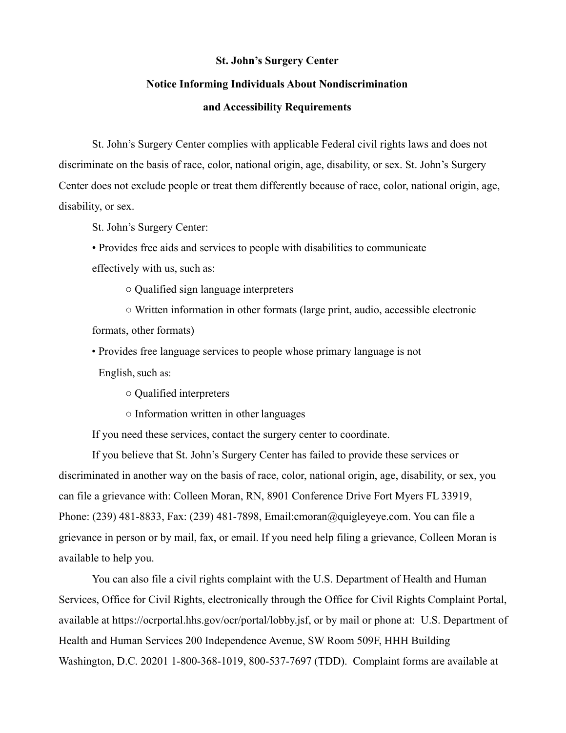**St. John's Surgery Center**

**Notice Informing Individuals About Nondiscrimination and Accessibility Requirements**

St. John's Surgery Center complies with applicable Federal civil rights laws and does not discriminate on the basis of race, color, national origin, age, disability, or sex. St. John's Surgery Center does not exclude people or treat them differently because of race, color, national origin, age, disability, or sex.

St. John's Surgery Center:

- Provides free aids and services to people with disabilities to communicate effectively with us, such as:
  - Qualified sign language interpreters
  - Written information in other formats (large print, audio, accessible electronic formats, other formats)
- Provides free language services to people whose primary language is not English, such as:
  - Qualified interpreters
  - Information written in other languages

If you need these services, contact the surgery center to coordinate.

If you believe that St. John's Surgery Center has failed to provide these services or discriminated in another way on the basis of race, color, national origin, age, disability, or sex, you can file a grievance with: Colleen Moran, RN, 8901 Conference Drive Fort Myers FL 33919, Phone: (239) 481-8833, Fax: (239) 481-7898, Email:cmoran@quigleyeye.com. You can file a grievance in person or by mail, fax, or email. If you need help filing a grievance, Colleen Moran is available to help you.

You can also file a civil rights complaint with the U.S. Department of Health and Human Services, Office for Civil Rights, electronically through the Office for Civil Rights Complaint Portal, available at https://ocrportal.hhs.gov/ocr/portal/lobby.jsf, or by mail or phone at: U.S. Department of Health and Human Services 200 Independence Avenue, SW Room 509F, HHH Building Washington, D.C. 20201 1-800-368-1019, 800-537-7697 (TDD). Complaint forms are available at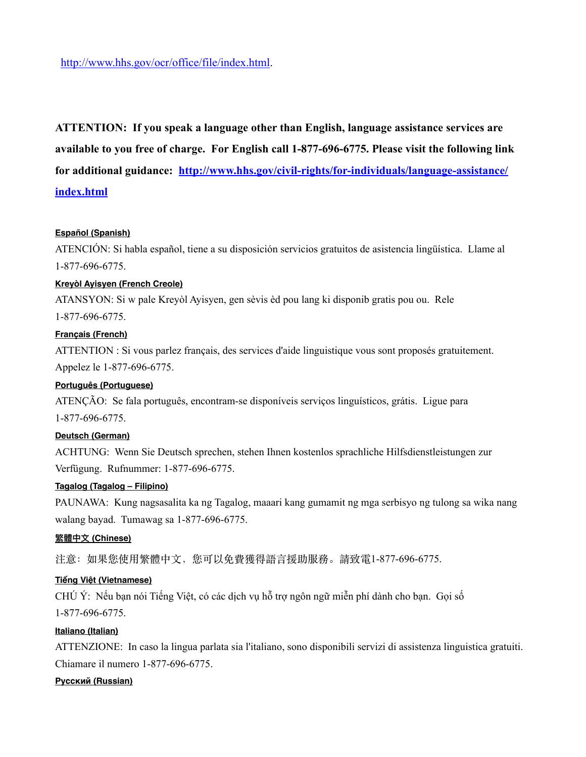http://www.hhs.gov/ocr/office/file/index.html.

**ATTENTION: If you speak a language other than English, language assistance services are available to you free of charge. For English call 1-877-696-6775. Please visit the following link for additional guidance: http://www.hhs.gov/civil-rights/for-individuals/language-assistance/index.html**

**Español (Spanish)**

ATENCIÓN: Si habla español, tiene a su disposición servicios gratuitos de asistencia lingüística. Llame al 1-877-696-6775.

**Kreyòl Ayisyen (French Creole)**

ATANSYON: Si w pale Kreyòl Ayisyen, gen sèvis èd pou lang ki disponib gratis pou ou. Rele 1-877-696-6775.

**Français (French)**

ATTENTION : Si vous parlez français, des services d'aide linguistique vous sont proposés gratuitement. Appelez le 1-877-696-6775.

**Português (Portuguese)**

ATENÇÃO: Se fala português, encontram-se disponíveis serviços linguísticos, grátis. Ligue para 1-877-696-6775.

**Deutsch (German)**

ACHTUNG: Wenn Sie Deutsch sprechen, stehen Ihnen kostenlos sprachliche Hilfsdienstleistungen zur Verfügung. Rufnummer: 1-877-696-6775.

**Tagalog (Tagalog – Filipino)**

PAUNAWA: Kung nagsasalita ka ng Tagalog, maaari kang gumamit ng mga serbisyo ng tulong sa wika nang walang bayad. Tumawag sa 1-877-696-6775.

**繁體中文 (Chinese)**

注意：如果您使用繁體中文，您可以免費獲得語言援助服務。請致電1-877-696-6775.

**Tiếng Việt (Vietnamese)**

CHÚ Ý: Nếu bạn nói Tiếng Việt, có các dịch vụ hỗ trợ ngôn ngữ miễn phí dành cho bạn. Gọi số 1-877-696-6775.

**Italiano (Italian)**

ATTENZIONE: In caso la lingua parlata sia l'italiano, sono disponibili servizi di assistenza linguistica gratuiti. Chiamare il numero 1-877-696-6775.

**Русский (Russian)**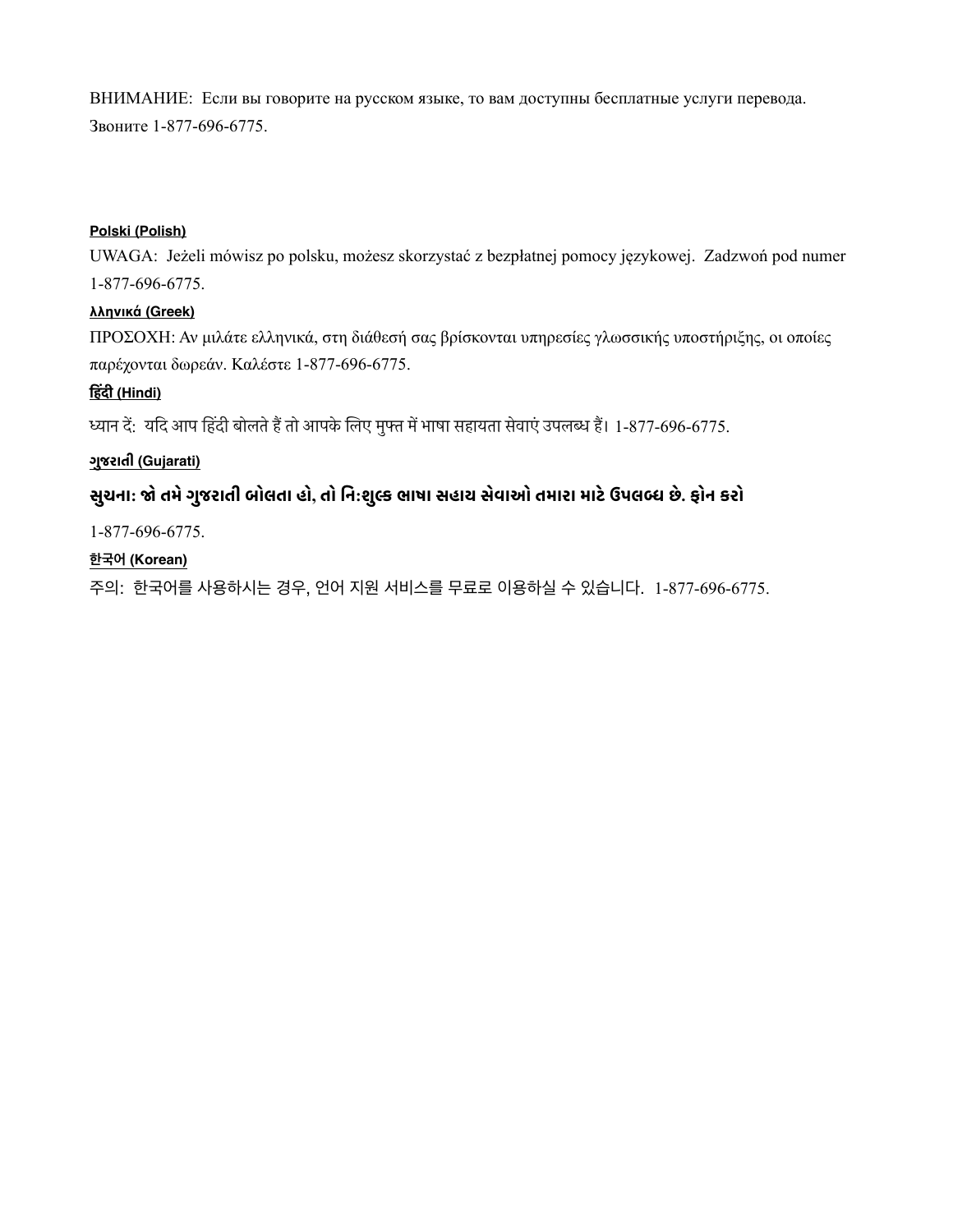ВНИМАНИЕ:  Если вы говорите на русском языке, то вам доступны бесплатные услуги перевода. Звоните 1-877-696-6775.

**Polski (Polish)**

UWAGA:  Jeżeli mówisz po polsku, możesz skorzystać z bezpłatnej pomocy językowej.  Zadzwoń pod numer 1-877-696-6775.

**λληνικά (Greek)**

ΠΡΟΣΟΧΗ: Αν μιλάτε ελληνικά, στη διάθεσή σας βρίσκονται υπηρεσίες γλωσσικής υποστήριξης, οι οποίες παρέχονται δωρεάν. Καλέστε 1-877-696-6775.

**हिंदी (Hindi)**

ध्यान दें:  यदि आप हिंदी बोलते हैं तो आपके लिए मुफ्त में भाषा सहायता सेवाएं उपलब्ध हैं। 1-877-696-6775.

**ગુજરાતી (Gujarati)**

**સુચના: જો તમે ગુજરાતી બોલતા હો, તો નિ:શુલ્ક ભાષા સહાય સેવાઓ તમારા માટે ઉપલબ્ધ છે. ફોન કરો**

1-877-696-6775.

**한국어 (Korean)**

주의:  한국어를 사용하시는 경우, 언어 지원 서비스를 무료로 이용하실 수 있습니다.  1-877-696-6775.